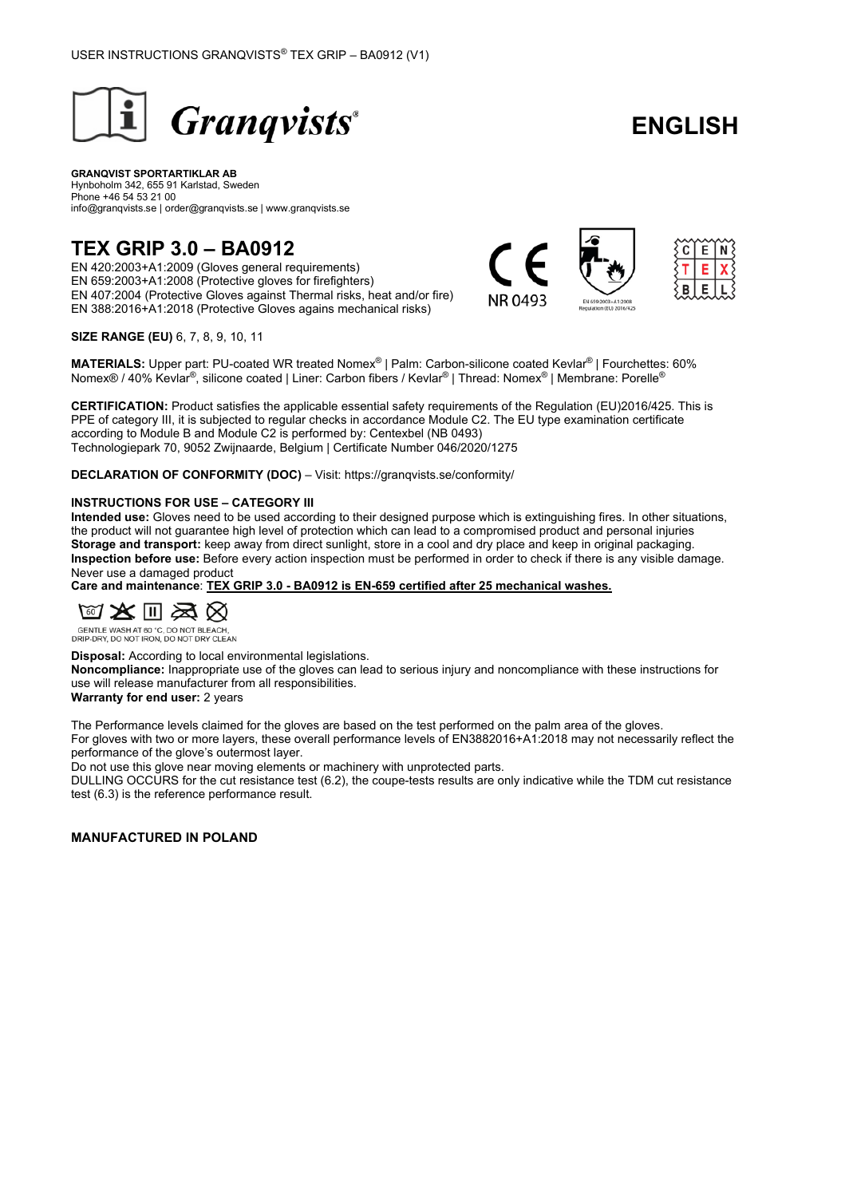# Granqvists®

## ENGLISH

**GRANQVIST SPORTARTIKLAR AB**
Hynboholm 342, 655 91 Karlstad, Sweden
Phone +46 54 53 21 00
info@granqvists.se | order@granqvists.se | www.granqvists.se

# TEX GRIP 3.0 – BA0912

EN 420:2003+A1:2009 (Gloves general requirements)
EN 659:2003+A1:2008 (Protective gloves for firefighters)
EN 407:2004 (Protective Gloves against Thermal risks, heat and/or fire)
EN 388:2016+A1:2018 (Protective Gloves agains mechanical risks)

NR 0493

EN 659:2003+A1:2008
Regulation (EU) 2016/425

CEN TEX BEL

**SIZE RANGE (EU)** 6, 7, 8, 9, 10, 11

**MATERIALS:** Upper part: PU-coated WR treated Nomex® | Palm: Carbon-silicone coated Kevlar® | Fourchettes: 60% Nomex® / 40% Kevlar®, silicone coated | Liner: Carbon fibers / Kevlar® | Thread: Nomex® | Membrane: Porelle®

**CERTIFICATION:** Product satisfies the applicable essential safety requirements of the Regulation (EU)2016/425. This is PPE of category III, it is subjected to regular checks in accordance Module C2. The EU type examination certificate according to Module B and Module C2 is performed by: Centexbel (NB 0493)
Technologiepark 70, 9052 Zwijnaarde, Belgium | Certificate Number 046/2020/1275

**DECLARATION OF CONFORMITY (DOC)** – Visit: https://granqvists.se/conformity/

**INSTRUCTIONS FOR USE – CATEGORY III**

**Intended use:** Gloves need to be used according to their designed purpose which is extinguishing fires. In other situations, the product will not guarantee high level of protection which can lead to a compromised product and personal injuries
**Storage and transport:** keep away from direct sunlight, store in a cool and dry place and keep in original packaging.
**Inspection before use:** Before every action inspection must be performed in order to check if there is any visible damage. Never use a damaged product
**Care and maintenance**: **<u>TEX GRIP 3.0 - BA0912 is EN-659 certified after 25 mechanical washes.</u>**

GENTLE WASH AT 60 °C, DO NOT BLEACH, DRIP-DRY, DO NOT IRON, DO NOT DRY CLEAN

**Disposal:** According to local environmental legislations.
**Noncompliance:** Inappropriate use of the gloves can lead to serious injury and noncompliance with these instructions for use will release manufacturer from all responsibilities.
**Warranty for end user:** 2 years

The Performance levels claimed for the gloves are based on the test performed on the palm area of the gloves.
For gloves with two or more layers, these overall performance levels of EN3882016+A1:2018 may not necessarily reflect the performance of the glove's outermost layer.
Do not use this glove near moving elements or machinery with unprotected parts.
DULLING OCCURS for the cut resistance test (6.2), the coupe-tests results are only indicative while the TDM cut resistance test (6.3) is the reference performance result.

**MANUFACTURED IN POLAND**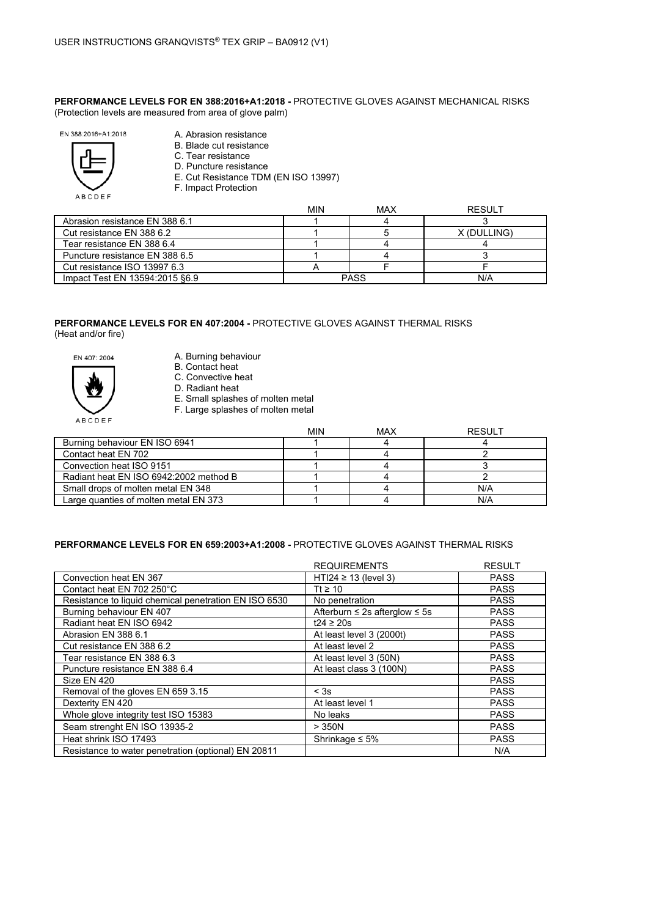**PERFORMANCE LEVELS FOR EN 388:2016+A1:2018 -** PROTECTIVE GLOVES AGAINST MECHANICAL RISKS
(Protection levels are measured from area of glove palm)

EN 388:2016+A1:2018

ABCDEF

- A. Abrasion resistance
- B. Blade cut resistance
- C. Tear resistance
- D. Puncture resistance
- E. Cut Resistance TDM (EN ISO 13997)
- F. Impact Protection

| | MIN | MAX | RESULT |
|---|---|---|---|
| Abrasion resistance EN 388 6.1 | 1 | 4 | 3 |
| Cut resistance EN 388 6.2 | 1 | 5 | X (DULLING) |
| Tear resistance EN 388 6.4 | 1 | 4 | 4 |
| Puncture resistance EN 388 6.5 | 1 | 4 | 3 |
| Cut resistance ISO 13997 6.3 | A | F | F |
| Impact Test EN 13594:2015 §6.9 | PASS | | N/A |

**PERFORMANCE LEVELS FOR EN 407:2004 -** PROTECTIVE GLOVES AGAINST THERMAL RISKS
(Heat and/or fire)

EN 407: 2004

ABCDEF

- A. Burning behaviour
- B. Contact heat
- C. Convective heat
- D. Radiant heat
- E. Small splashes of molten metal
- F. Large splashes of molten metal

| | MIN | MAX | RESULT |
|---|---|---|---|
| Burning behaviour EN ISO 6941 | 1 | 4 | 4 |
| Contact heat EN 702 | 1 | 4 | 2 |
| Convection heat ISO 9151 | 1 | 4 | 3 |
| Radiant heat EN ISO 6942:2002 method B | 1 | 4 | 2 |
| Small drops of molten metal EN 348 | 1 | 4 | N/A |
| Large quanties of molten metal EN 373 | 1 | 4 | N/A |

**PERFORMANCE LEVELS FOR EN 659:2003+A1:2008 -** PROTECTIVE GLOVES AGAINST THERMAL RISKS

| | REQUIREMENTS | RESULT |
|---|---|---|
| Convection heat EN 367 | HTI24 ≥ 13 (level 3) | PASS |
| Contact heat EN 702 250°C | Tt ≥ 10 | PASS |
| Resistance to liquid chemical penetration EN ISO 6530 | No penetration | PASS |
| Burning behaviour EN 407 | Afterburn ≤ 2s afterglow ≤ 5s | PASS |
| Radiant heat EN ISO 6942 | t24 ≥ 20s | PASS |
| Abrasion EN 388 6.1 | At least level 3 (2000t) | PASS |
| Cut resistance EN 388 6.2 | At least level 2 | PASS |
| Tear resistance EN 388 6.3 | At least level 3 (50N) | PASS |
| Puncture resistance EN 388 6.4 | At least class 3 (100N) | PASS |
| Size EN 420 | | PASS |
| Removal of the gloves EN 659 3.15 | < 3s | PASS |
| Dexterity EN 420 | At least level 1 | PASS |
| Whole glove integrity test ISO 15383 | No leaks | PASS |
| Seam strenght EN ISO 13935-2 | > 350N | PASS |
| Heat shrink ISO 17493 | Shrinkage ≤ 5% | PASS |
| Resistance to water penetration (optional) EN 20811 | | N/A |